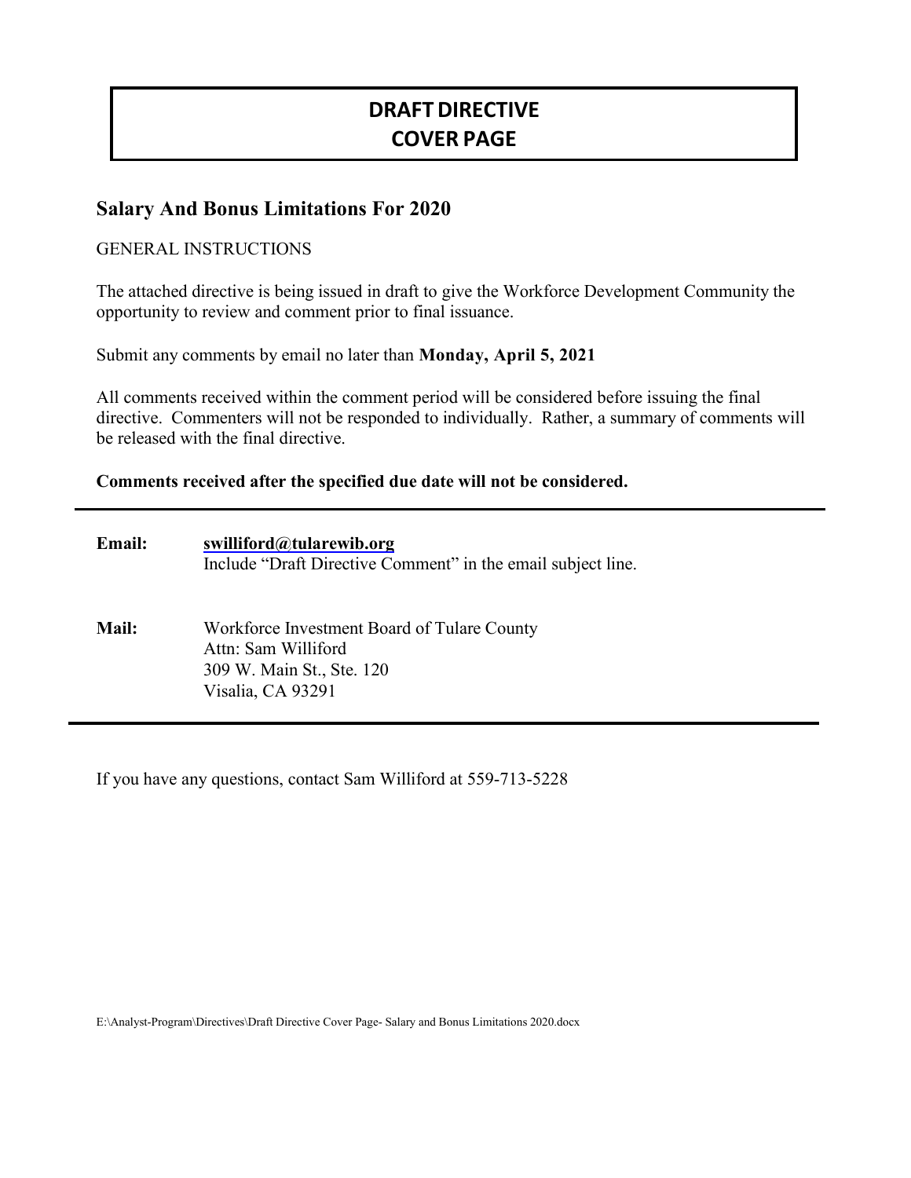# DRAFT DIRECTIVE
# COVER PAGE

## Salary And Bonus Limitations For 2020

GENERAL INSTRUCTIONS

The attached directive is being issued in draft to give the Workforce Development Community the opportunity to review and comment prior to final issuance.

Submit any comments by email no later than **Monday, April 5, 2021**

All comments received within the comment period will be considered before issuing the final directive. Commenters will not be responded to individually. Rather, a summary of comments will be released with the final directive.

**Comments received after the specified due date will not be considered.**

---

**Email:** **swilliford@tularewib.org**
Include "Draft Directive Comment" in the email subject line.

**Mail:** Workforce Investment Board of Tulare County
Attn: Sam Williford
309 W. Main St., Ste. 120
Visalia, CA 93291

---

If you have any questions, contact Sam Williford at 559-713-5228

E:\Analyst-Program\Directives\Draft Directive Cover Page- Salary and Bonus Limitations 2020.docx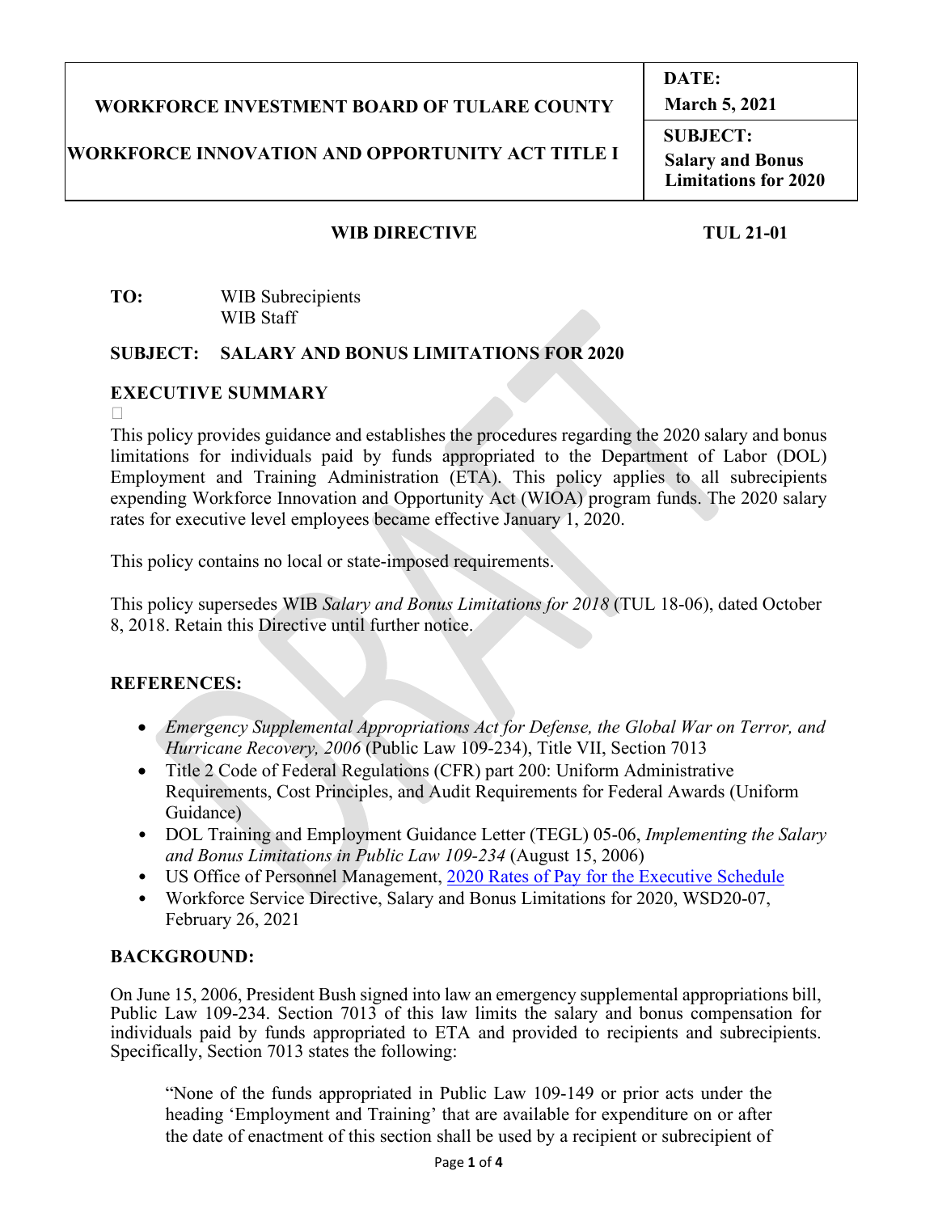| WORKFORCE INVESTMENT BOARD OF TULARE COUNTY<br><br>WORKFORCE INNOVATION AND OPPORTUNITY ACT TITLE I | DATE:<br>March 5, 2021 |
| --- | --- |
| | SUBJECT:<br>Salary and Bonus Limitations for 2020 |

**WIB DIRECTIVE** **TUL 21-01**

**TO:** WIB Subrecipients
WIB Staff

**SUBJECT: SALARY AND BONUS LIMITATIONS FOR 2020**

## EXECUTIVE SUMMARY

This policy provides guidance and establishes the procedures regarding the 2020 salary and bonus limitations for individuals paid by funds appropriated to the Department of Labor (DOL) Employment and Training Administration (ETA). This policy applies to all subrecipients expending Workforce Innovation and Opportunity Act (WIOA) program funds. The 2020 salary rates for executive level employees became effective January 1, 2020.

This policy contains no local or state-imposed requirements.

This policy supersedes WIB *Salary and Bonus Limitations for 2018* (TUL 18-06), dated October 8, 2018. Retain this Directive until further notice.

## REFERENCES:

- *Emergency Supplemental Appropriations Act for Defense, the Global War on Terror, and Hurricane Recovery, 2006* (Public Law 109-234), Title VII, Section 7013
- Title 2 Code of Federal Regulations (CFR) part 200: Uniform Administrative Requirements, Cost Principles, and Audit Requirements for Federal Awards (Uniform Guidance)
- DOL Training and Employment Guidance Letter (TEGL) 05-06, *Implementing the Salary and Bonus Limitations in Public Law 109-234* (August 15, 2006)
- US Office of Personnel Management, 2020 Rates of Pay for the Executive Schedule
- Workforce Service Directive, Salary and Bonus Limitations for 2020, WSD20-07, February 26, 2021

## BACKGROUND:

On June 15, 2006, President Bush signed into law an emergency supplemental appropriations bill, Public Law 109-234. Section 7013 of this law limits the salary and bonus compensation for individuals paid by funds appropriated to ETA and provided to recipients and subrecipients. Specifically, Section 7013 states the following:

> "None of the funds appropriated in Public Law 109-149 or prior acts under the heading 'Employment and Training' that are available for expenditure on or after the date of enactment of this section shall be used by a recipient or subrecipient of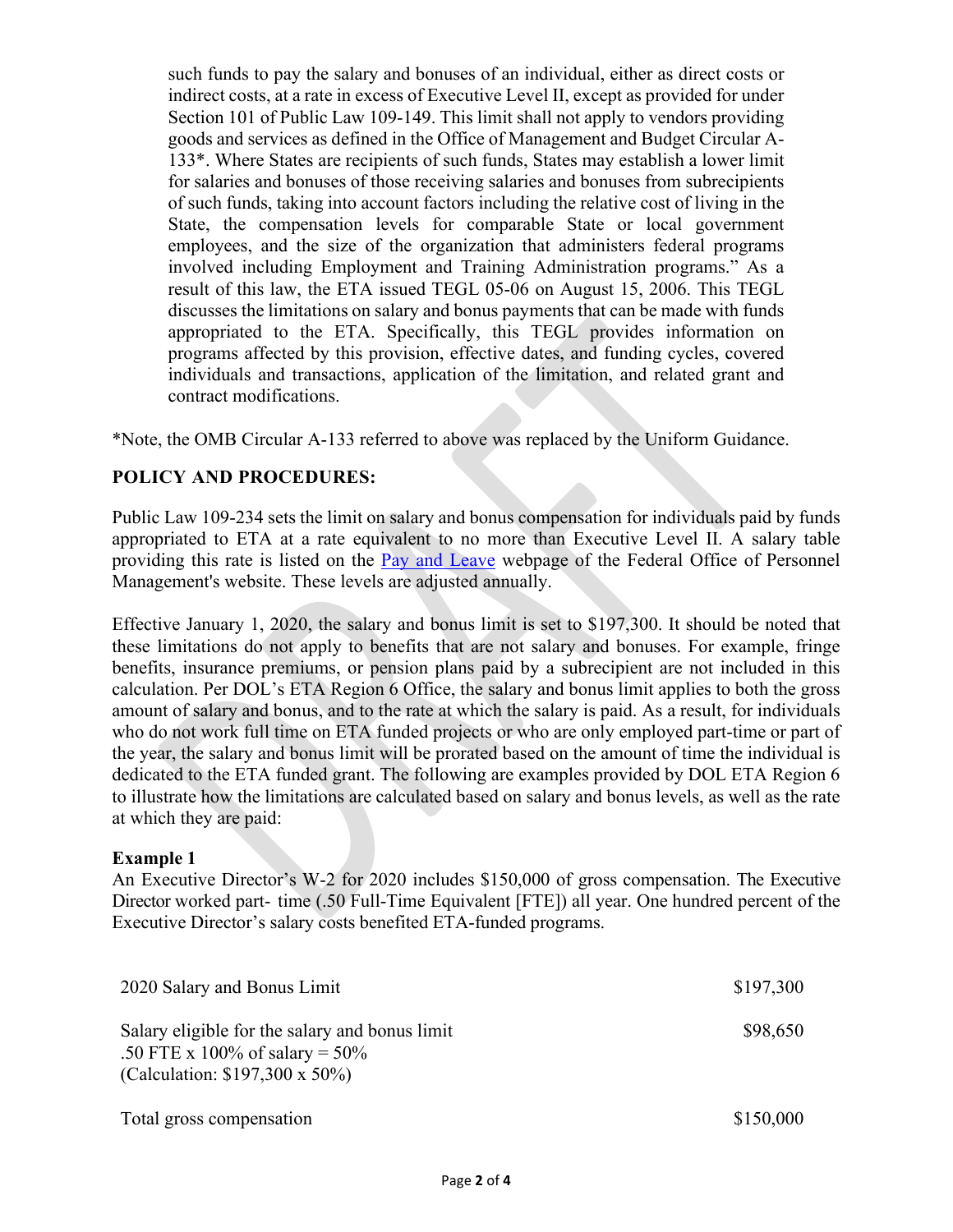such funds to pay the salary and bonuses of an individual, either as direct costs or indirect costs, at a rate in excess of Executive Level II, except as provided for under Section 101 of Public Law 109-149. This limit shall not apply to vendors providing goods and services as defined in the Office of Management and Budget Circular A-133*. Where States are recipients of such funds, States may establish a lower limit for salaries and bonuses of those receiving salaries and bonuses from subrecipients of such funds, taking into account factors including the relative cost of living in the State, the compensation levels for comparable State or local government employees, and the size of the organization that administers federal programs involved including Employment and Training Administration programs." As a result of this law, the ETA issued TEGL 05-06 on August 15, 2006. This TEGL discusses the limitations on salary and bonus payments that can be made with funds appropriated to the ETA. Specifically, this TEGL provides information on programs affected by this provision, effective dates, and funding cycles, covered individuals and transactions, application of the limitation, and related grant and contract modifications.

*Note, the OMB Circular A-133 referred to above was replaced by the Uniform Guidance.

**POLICY AND PROCEDURES:**

Public Law 109-234 sets the limit on salary and bonus compensation for individuals paid by funds appropriated to ETA at a rate equivalent to no more than Executive Level II. A salary table providing this rate is listed on the [Pay and Leave]() webpage of the Federal Office of Personnel Management's website. These levels are adjusted annually.

Effective January 1, 2020, the salary and bonus limit is set to $197,300. It should be noted that these limitations do not apply to benefits that are not salary and bonuses. For example, fringe benefits, insurance premiums, or pension plans paid by a subrecipient are not included in this calculation. Per DOL's ETA Region 6 Office, the salary and bonus limit applies to both the gross amount of salary and bonus, and to the rate at which the salary is paid. As a result, for individuals who do not work full time on ETA funded projects or who are only employed part-time or part of the year, the salary and bonus limit will be prorated based on the amount of time the individual is dedicated to the ETA funded grant. The following are examples provided by DOL ETA Region 6 to illustrate how the limitations are calculated based on salary and bonus levels, as well as the rate at which they are paid:

**Example 1**
An Executive Director's W-2 for 2020 includes $150,000 of gross compensation. The Executive Director worked part- time (.50 Full-Time Equivalent [FTE]) all year. One hundred percent of the Executive Director's salary costs benefited ETA-funded programs.

| | |
|---|---|
| 2020 Salary and Bonus Limit | $197,300 |
| Salary eligible for the salary and bonus limit<br>.50 FTE x 100% of salary = 50%<br>(Calculation: $197,300 x 50%) | $98,650 |
| Total gross compensation | $150,000 |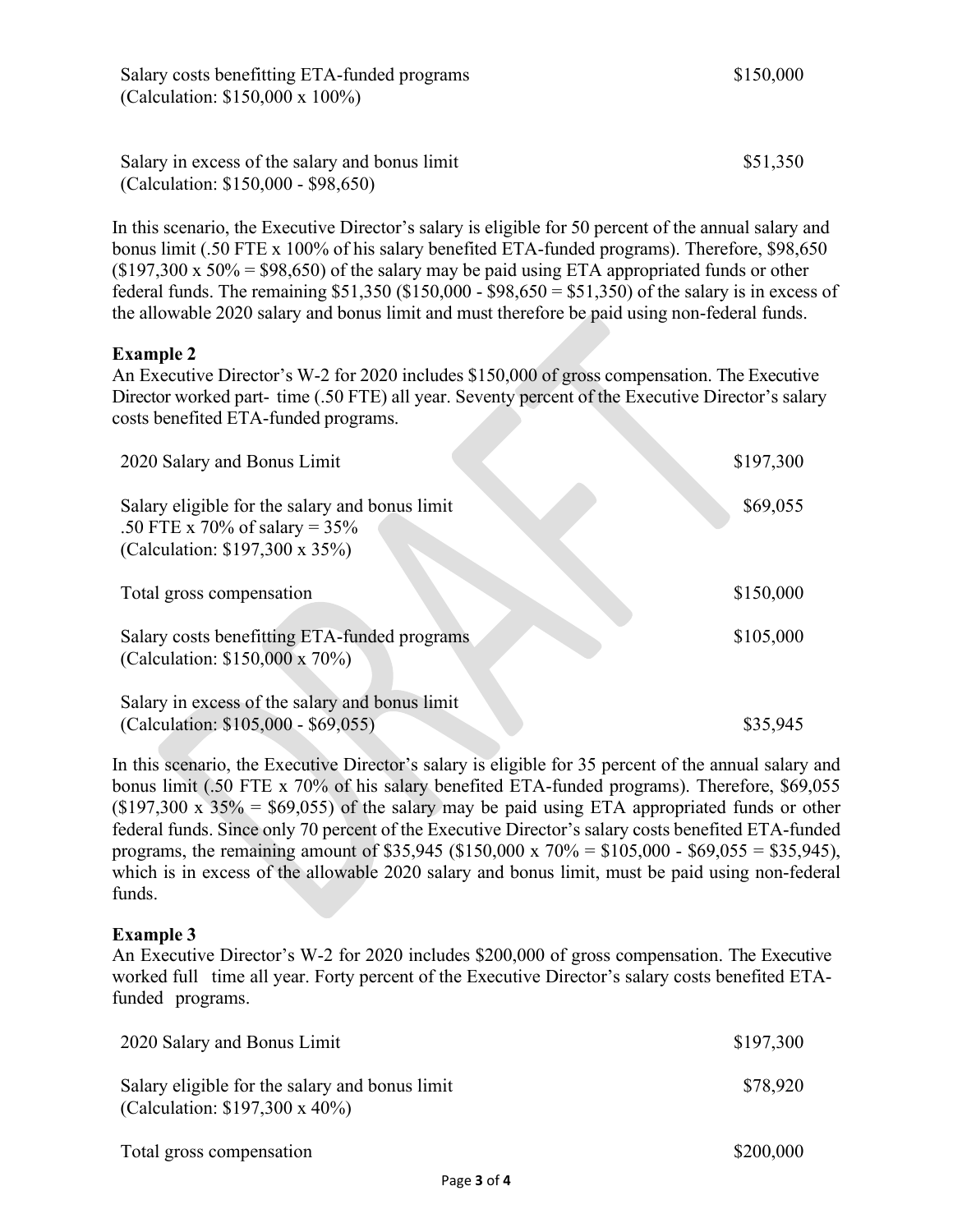| | |
|---|---|
| Salary costs benefitting ETA-funded programs (Calculation: \$150,000 x 100%) | \$150,000 |
| Salary in excess of the salary and bonus limit (Calculation: \$150,000 - \$98,650) | \$51,350 |

In this scenario, the Executive Director's salary is eligible for 50 percent of the annual salary and bonus limit (.50 FTE x 100% of his salary benefited ETA-funded programs). Therefore, \$98,650 (\$197,300 x 50% = \$98,650) of the salary may be paid using ETA appropriated funds or other federal funds. The remaining \$51,350 (\$150,000 - \$98,650 = \$51,350) of the salary is in excess of the allowable 2020 salary and bonus limit and must therefore be paid using non-federal funds.

**Example 2**

An Executive Director's W-2 for 2020 includes \$150,000 of gross compensation. The Executive Director worked part- time (.50 FTE) all year. Seventy percent of the Executive Director's salary costs benefited ETA-funded programs.

| | |
|---|---|
| 2020 Salary and Bonus Limit | \$197,300 |
| Salary eligible for the salary and bonus limit .50 FTE x 70% of salary = 35% (Calculation: \$197,300 x 35%) | \$69,055 |
| Total gross compensation | \$150,000 |
| Salary costs benefitting ETA-funded programs (Calculation: \$150,000 x 70%) | \$105,000 |
| Salary in excess of the salary and bonus limit (Calculation: \$105,000 - \$69,055) | \$35,945 |

In this scenario, the Executive Director's salary is eligible for 35 percent of the annual salary and bonus limit (.50 FTE x 70% of his salary benefited ETA-funded programs). Therefore, \$69,055 (\$197,300 x 35% = \$69,055) of the salary may be paid using ETA appropriated funds or other federal funds. Since only 70 percent of the Executive Director's salary costs benefited ETA-funded programs, the remaining amount of \$35,945 (\$150,000 x 70% = \$105,000 - \$69,055 = \$35,945), which is in excess of the allowable 2020 salary and bonus limit, must be paid using non-federal funds.

**Example 3**

An Executive Director's W-2 for 2020 includes \$200,000 of gross compensation. The Executive worked full time all year. Forty percent of the Executive Director's salary costs benefited ETA-funded programs.

| | |
|---|---|
| 2020 Salary and Bonus Limit | \$197,300 |
| Salary eligible for the salary and bonus limit (Calculation: \$197,300 x 40%) | \$78,920 |
| Total gross compensation | \$200,000 |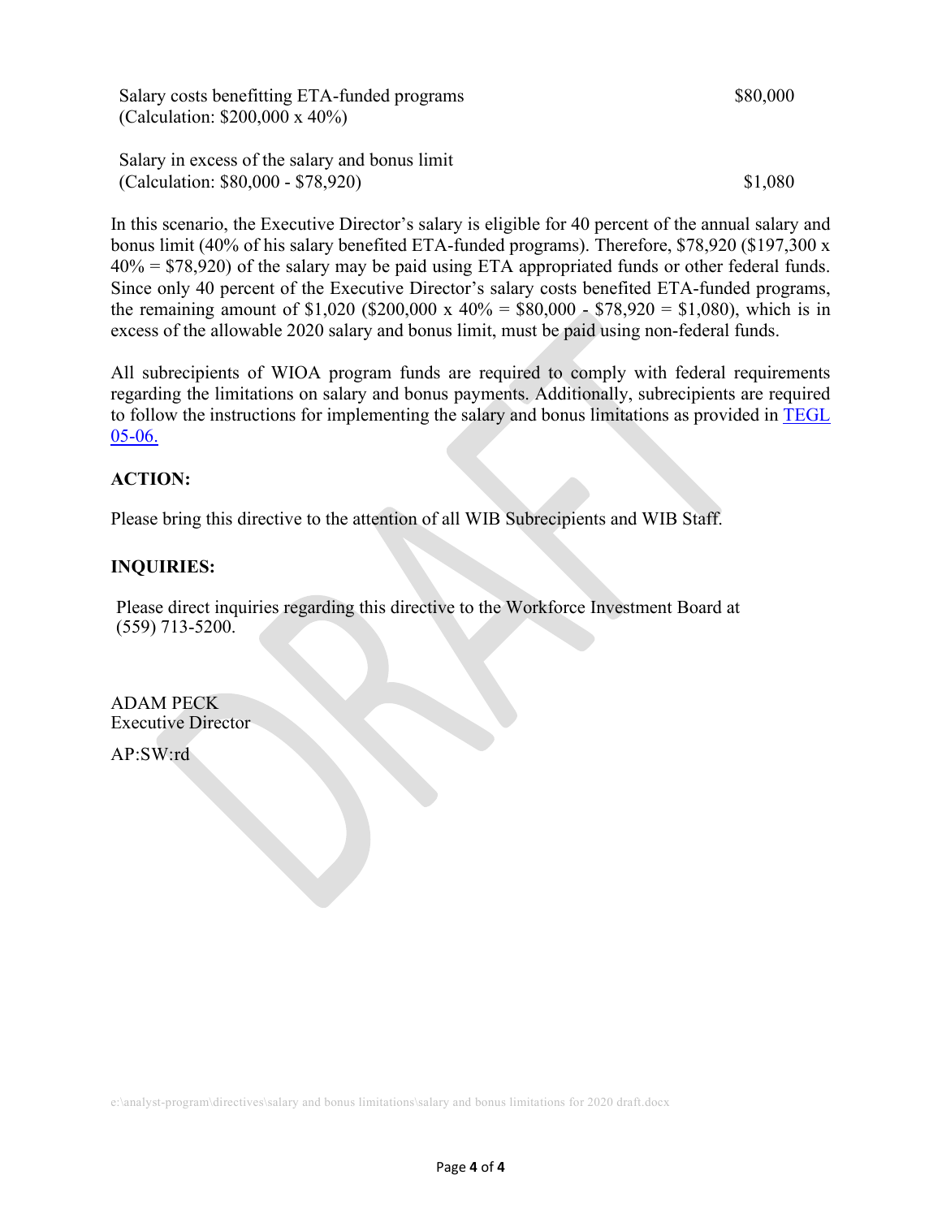| | |
|---|---|
| Salary costs benefitting ETA-funded programs (Calculation: \$200,000 x 40%) | \$80,000 |
| Salary in excess of the salary and bonus limit (Calculation: \$80,000 - \$78,920) | \$1,080 |

In this scenario, the Executive Director's salary is eligible for 40 percent of the annual salary and bonus limit (40% of his salary benefited ETA-funded programs). Therefore, \$78,920 (\$197,300 x 40% = \$78,920) of the salary may be paid using ETA appropriated funds or other federal funds. Since only 40 percent of the Executive Director's salary costs benefited ETA-funded programs, the remaining amount of \$1,020 (\$200,000 x 40% = \$80,000 - \$78,920 = \$1,080), which is in excess of the allowable 2020 salary and bonus limit, must be paid using non-federal funds.

All subrecipients of WIOA program funds are required to comply with federal requirements regarding the limitations on salary and bonus payments. Additionally, subrecipients are required to follow the instructions for implementing the salary and bonus limitations as provided in TEGL 05-06.

**ACTION:**

Please bring this directive to the attention of all WIB Subrecipients and WIB Staff.

**INQUIRIES:**

Please direct inquiries regarding this directive to the Workforce Investment Board at (559) 713-5200.

ADAM PECK
Executive Director

AP:SW:rd

e:\analyst-program\directives\salary and bonus limitations\salary and bonus limitations for 2020 draft.docx